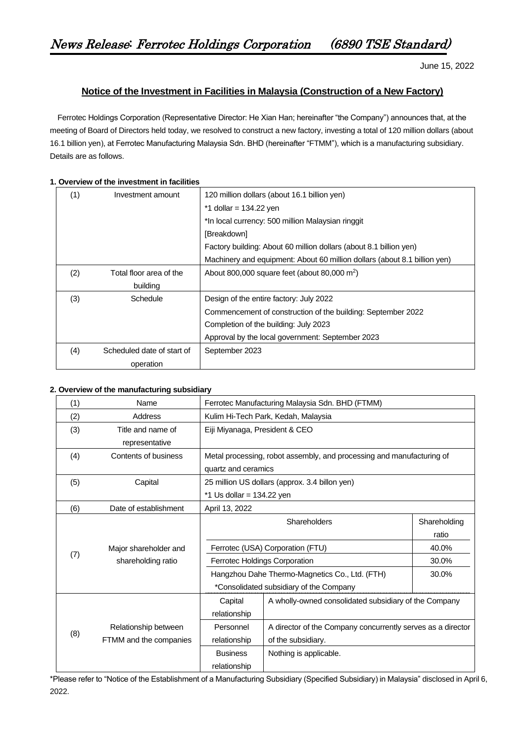# News Release: Ferrotec Holdings Corporation (6890 TSE Standard)

June 15, 2022

## Notice of the Investment in Facilities in Malaysia (Construction of a New Factory)

Ferrotec Holdings Corporation (Representative Director: He Xian Han; hereinafter "the Company") announces that, at the meeting of Board of Directors held today, we resolved to construct a new factory, investing a total of 120 million dollars (about 16.1 billion yen), at Ferrotec Manufacturing Malaysia Sdn. BHD (hereinafter "FTMM"), which is a manufacturing subsidiary. Details are as follows.

### 1. Overview of the investment in facilities

| | | |
|---|---|---|
| (1) | Investment amount | 120 million dollars (about 16.1 billion yen)<br>*1 dollar = 134.22 yen<br>*In local currency: 500 million Malaysian ringgit<br>[Breakdown]<br>Factory building: About 60 million dollars (about 8.1 billion yen)<br>Machinery and equipment: About 60 million dollars (about 8.1 billion yen) |
| (2) | Total floor area of the building | About 800,000 square feet (about 80,000 m$^2$) |
| (3) | Schedule | Design of the entire factory: July 2022<br>Commencement of construction of the building: September 2022<br>Completion of the building: July 2023<br>Approval by the local government: September 2023 |
| (4) | Scheduled date of start of operation | September 2023 |

### 2. Overview of the manufacturing subsidiary

| | | | |
|---|---|---|---|
| (1) | Name | Ferrotec Manufacturing Malaysia Sdn. BHD (FTMM) | |
| (2) | Address | Kulim Hi-Tech Park, Kedah, Malaysia | |
| (3) | Title and name of representative | Eiji Miyanaga, President & CEO | |
| (4) | Contents of business | Metal processing, robot assembly, and processing and manufacturing of quartz and ceramics | |
| (5) | Capital | 25 million US dollars (approx. 3.4 billon yen)<br>*1 Us dollar = 134.22 yen | |
| (6) | Date of establishment | April 13, 2022 | |
| (7) | Major shareholder and shareholding ratio | **Shareholders** | **Shareholding ratio** |
| | | Ferrotec (USA) Corporation (FTU) | 40.0% |
| | | Ferrotec Holdings Corporation | 30.0% |
| | | Hangzhou Dahe Thermo-Magnetics Co., Ltd. (FTH)<br>*Consolidated subsidiary of the Company | 30.0% |
| (8) | Relationship between FTMM and the companies | Capital relationship | A wholly-owned consolidated subsidiary of the Company |
| | | Personnel relationship | A director of the Company concurrently serves as a director of the subsidiary. |
| | | Business relationship | Nothing is applicable. |

*Please refer to "Notice of the Establishment of a Manufacturing Subsidiary (Specified Subsidiary) in Malaysia" disclosed in April 6, 2022.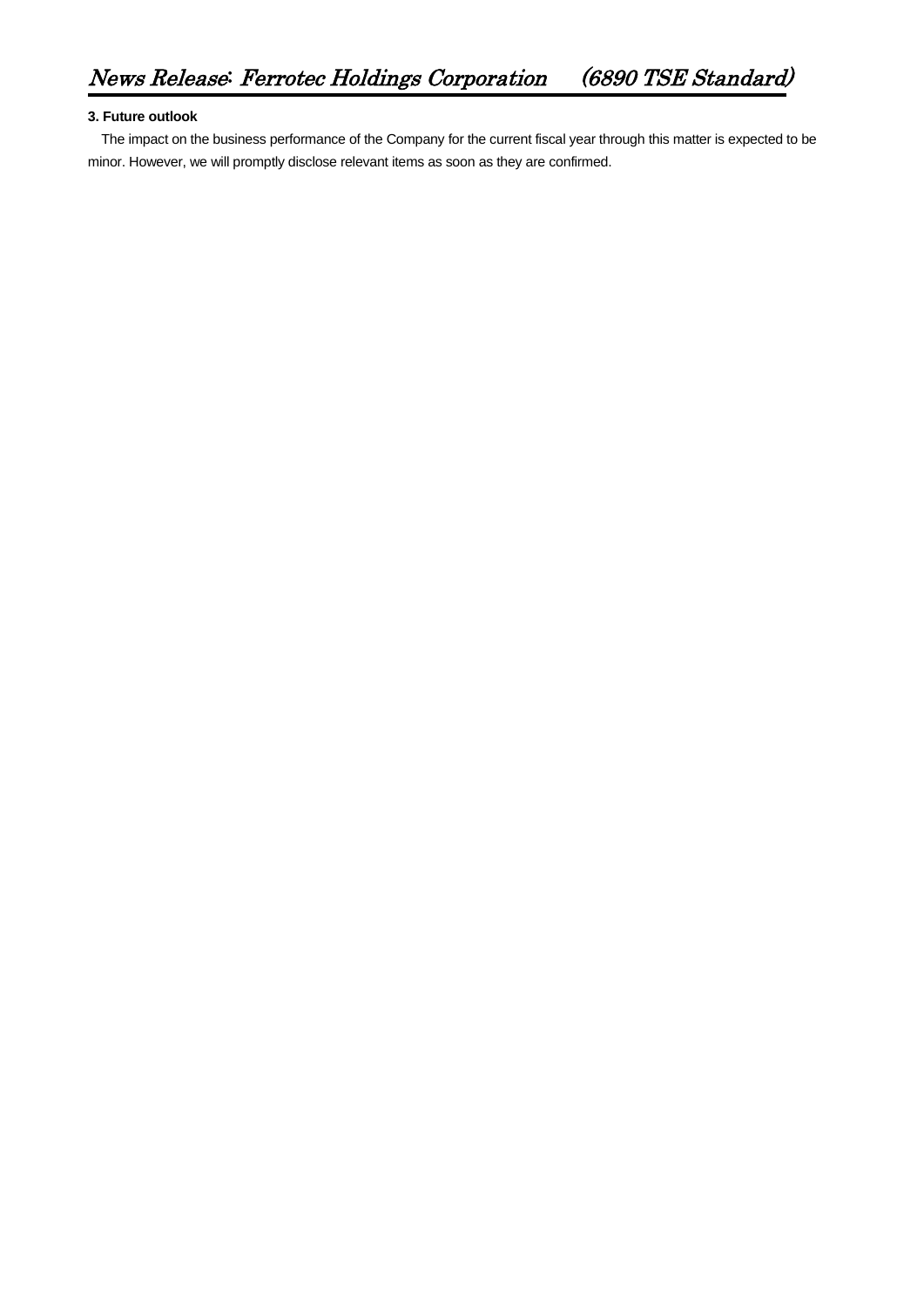**3. Future outlook**

The impact on the business performance of the Company for the current fiscal year through this matter is expected to be minor. However, we will promptly disclose relevant items as soon as they are confirmed.